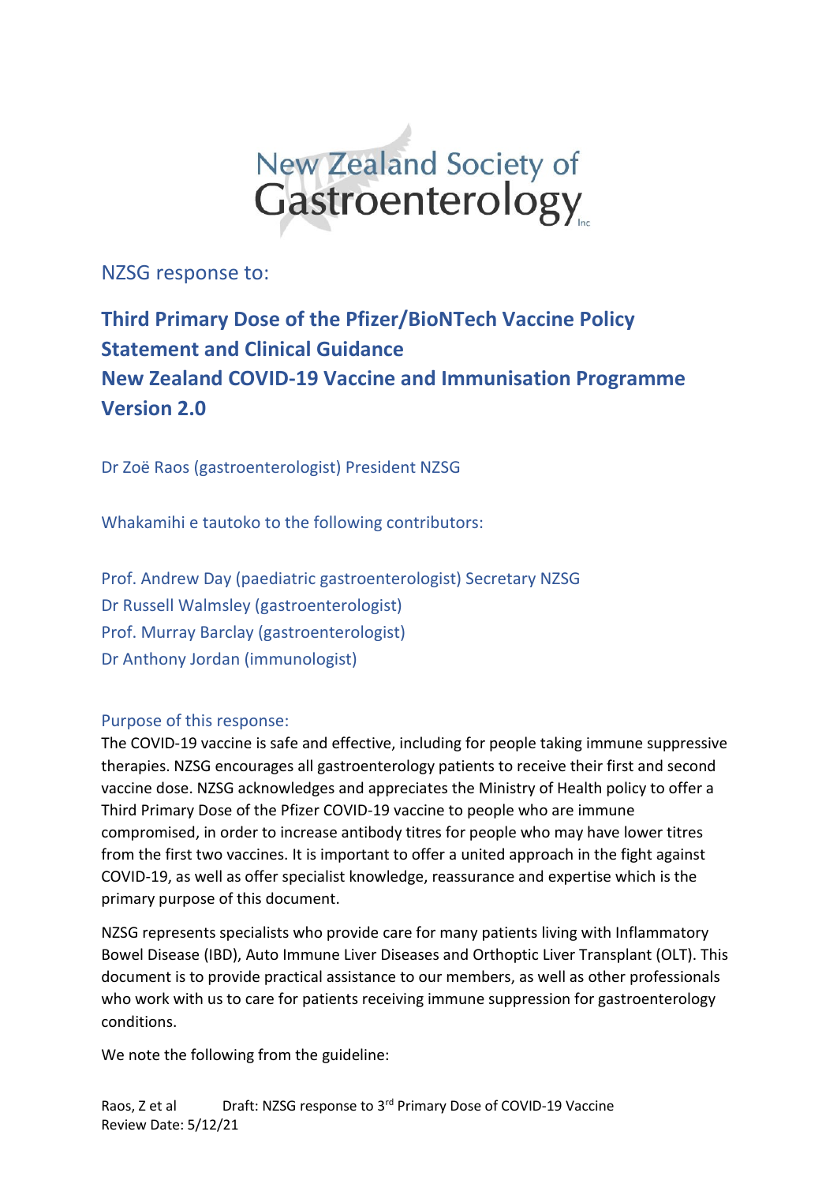New Zealand Society of Gastroenterology Inc

NZSG response to:

# Third Primary Dose of the Pfizer/BioNTech Vaccine Policy Statement and Clinical Guidance New Zealand COVID-19 Vaccine and Immunisation Programme Version 2.0

Dr Zoë Raos (gastroenterologist) President NZSG

Whakamihi e tautoko to the following contributors:

Prof. Andrew Day (paediatric gastroenterologist) Secretary NZSG  
Dr Russell Walmsley (gastroenterologist)  
Prof. Murray Barclay (gastroenterologist)  
Dr Anthony Jordan (immunologist)

## Purpose of this response:

The COVID-19 vaccine is safe and effective, including for people taking immune suppressive therapies. NZSG encourages all gastroenterology patients to receive their first and second vaccine dose. NZSG acknowledges and appreciates the Ministry of Health policy to offer a Third Primary Dose of the Pfizer COVID-19 vaccine to people who are immune compromised, in order to increase antibody titres for people who may have lower titres from the first two vaccines. It is important to offer a united approach in the fight against COVID-19, as well as offer specialist knowledge, reassurance and expertise which is the primary purpose of this document.

NZSG represents specialists who provide care for many patients living with Inflammatory Bowel Disease (IBD), Auto Immune Liver Diseases and Orthoptic Liver Transplant (OLT). This document is to provide practical assistance to our members, as well as other professionals who work with us to care for patients receiving immune suppression for gastroenterology conditions.

We note the following from the guideline: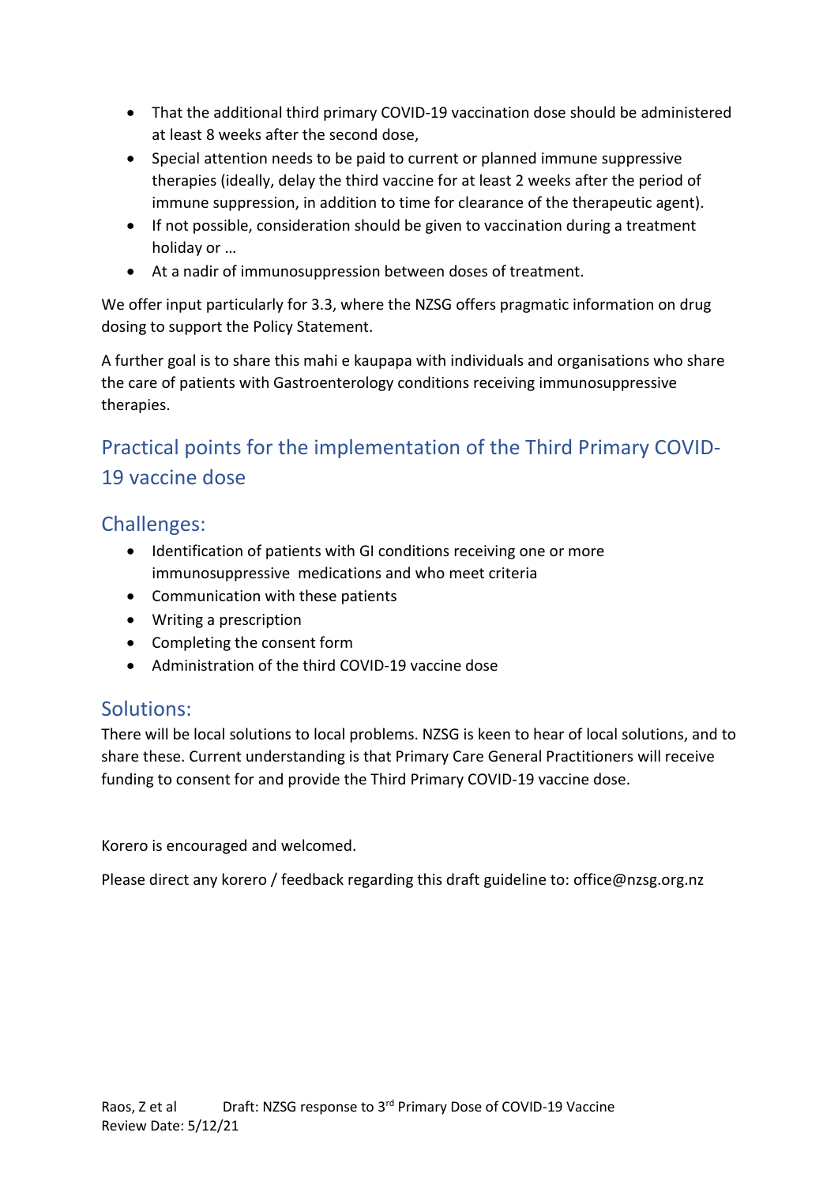- That the additional third primary COVID-19 vaccination dose should be administered at least 8 weeks after the second dose,
- Special attention needs to be paid to current or planned immune suppressive therapies (ideally, delay the third vaccine for at least 2 weeks after the period of immune suppression, in addition to time for clearance of the therapeutic agent).
- If not possible, consideration should be given to vaccination during a treatment holiday or …
- At a nadir of immunosuppression between doses of treatment.

We offer input particularly for 3.3, where the NZSG offers pragmatic information on drug dosing to support the Policy Statement.

A further goal is to share this mahi e kaupapa with individuals and organisations who share the care of patients with Gastroenterology conditions receiving immunosuppressive therapies.

## Practical points for the implementation of the Third Primary COVID-19 vaccine dose

### Challenges:

- Identification of patients with GI conditions receiving one or more immunosuppressive medications and who meet criteria
- Communication with these patients
- Writing a prescription
- Completing the consent form
- Administration of the third COVID-19 vaccine dose

### Solutions:

There will be local solutions to local problems. NZSG is keen to hear of local solutions, and to share these. Current understanding is that Primary Care General Practitioners will receive funding to consent for and provide the Third Primary COVID-19 vaccine dose.

Korero is encouraged and welcomed.

Please direct any korero / feedback regarding this draft guideline to: office@nzsg.org.nz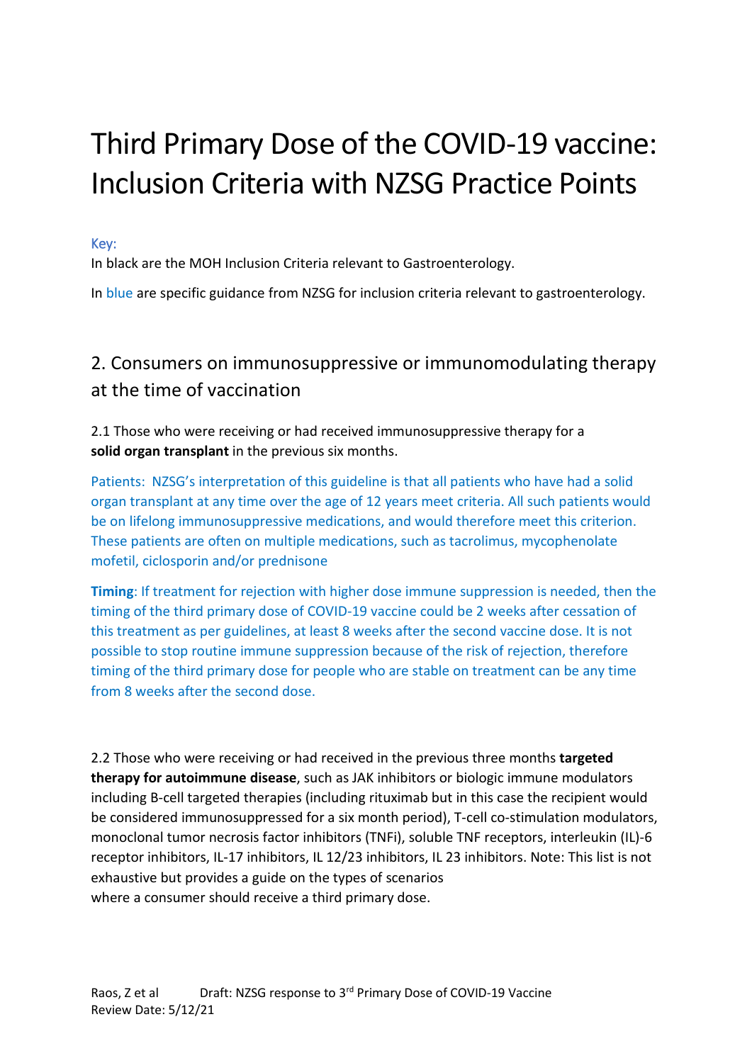# Third Primary Dose of the COVID-19 vaccine: Inclusion Criteria with NZSG Practice Points

Key:

In black are the MOH Inclusion Criteria relevant to Gastroenterology.

In blue are specific guidance from NZSG for inclusion criteria relevant to gastroenterology.

## 2. Consumers on immunosuppressive or immunomodulating therapy at the time of vaccination

2.1 Those who were receiving or had received immunosuppressive therapy for a **solid organ transplant** in the previous six months.

Patients: NZSG's interpretation of this guideline is that all patients who have had a solid organ transplant at any time over the age of 12 years meet criteria. All such patients would be on lifelong immunosuppressive medications, and would therefore meet this criterion. These patients are often on multiple medications, such as tacrolimus, mycophenolate mofetil, ciclosporin and/or prednisone

**Timing**: If treatment for rejection with higher dose immune suppression is needed, then the timing of the third primary dose of COVID-19 vaccine could be 2 weeks after cessation of this treatment as per guidelines, at least 8 weeks after the second vaccine dose. It is not possible to stop routine immune suppression because of the risk of rejection, therefore timing of the third primary dose for people who are stable on treatment can be any time from 8 weeks after the second dose.

2.2 Those who were receiving or had received in the previous three months **targeted therapy for autoimmune disease**, such as JAK inhibitors or biologic immune modulators including B-cell targeted therapies (including rituximab but in this case the recipient would be considered immunosuppressed for a six month period), T-cell co-stimulation modulators, monoclonal tumor necrosis factor inhibitors (TNFi), soluble TNF receptors, interleukin (IL)-6 receptor inhibitors, IL-17 inhibitors, IL 12/23 inhibitors, IL 23 inhibitors. Note: This list is not exhaustive but provides a guide on the types of scenarios where a consumer should receive a third primary dose.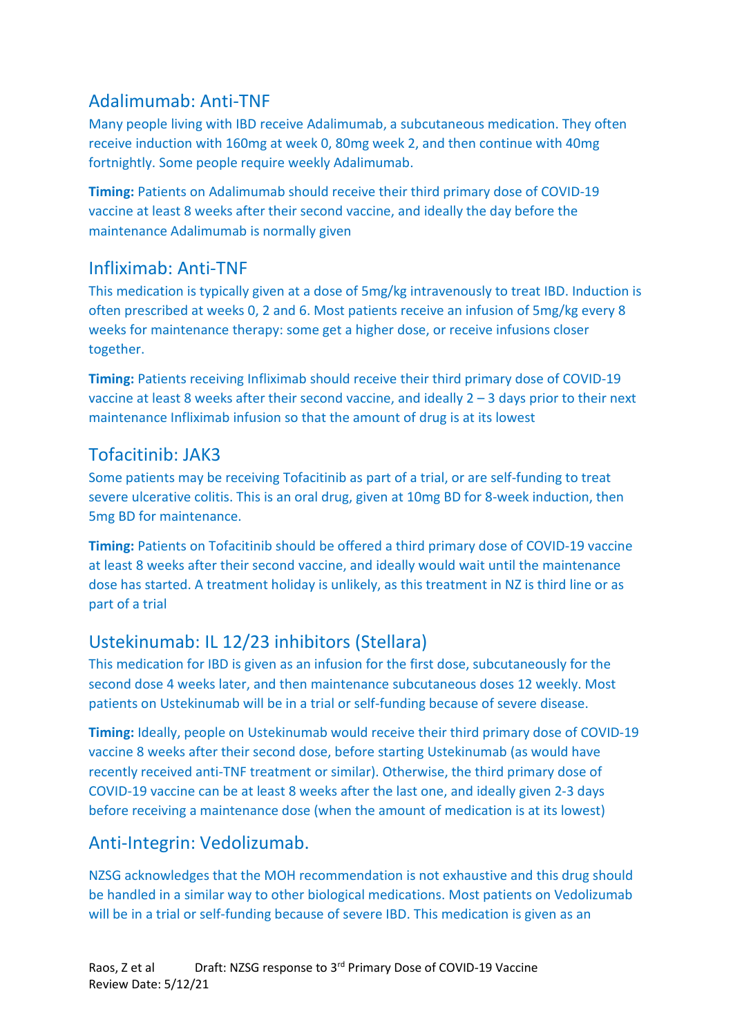## Adalimumab: Anti-TNF

Many people living with IBD receive Adalimumab, a subcutaneous medication. They often receive induction with 160mg at week 0, 80mg week 2, and then continue with 40mg fortnightly. Some people require weekly Adalimumab.

**Timing:** Patients on Adalimumab should receive their third primary dose of COVID-19 vaccine at least 8 weeks after their second vaccine, and ideally the day before the maintenance Adalimumab is normally given

## Infliximab: Anti-TNF

This medication is typically given at a dose of 5mg/kg intravenously to treat IBD. Induction is often prescribed at weeks 0, 2 and 6. Most patients receive an infusion of 5mg/kg every 8 weeks for maintenance therapy: some get a higher dose, or receive infusions closer together.

**Timing:** Patients receiving Infliximab should receive their third primary dose of COVID-19 vaccine at least 8 weeks after their second vaccine, and ideally 2 – 3 days prior to their next maintenance Infliximab infusion so that the amount of drug is at its lowest

## Tofacitinib: JAK3

Some patients may be receiving Tofacitinib as part of a trial, or are self-funding to treat severe ulcerative colitis. This is an oral drug, given at 10mg BD for 8-week induction, then 5mg BD for maintenance.

**Timing:** Patients on Tofacitinib should be offered a third primary dose of COVID-19 vaccine at least 8 weeks after their second vaccine, and ideally would wait until the maintenance dose has started. A treatment holiday is unlikely, as this treatment in NZ is third line or as part of a trial

## Ustekinumab: IL 12/23 inhibitors (Stellara)

This medication for IBD is given as an infusion for the first dose, subcutaneously for the second dose 4 weeks later, and then maintenance subcutaneous doses 12 weekly. Most patients on Ustekinumab will be in a trial or self-funding because of severe disease.

**Timing:** Ideally, people on Ustekinumab would receive their third primary dose of COVID-19 vaccine 8 weeks after their second dose, before starting Ustekinumab (as would have recently received anti-TNF treatment or similar). Otherwise, the third primary dose of COVID-19 vaccine can be at least 8 weeks after the last one, and ideally given 2-3 days before receiving a maintenance dose (when the amount of medication is at its lowest)

## Anti-Integrin: Vedolizumab.

NZSG acknowledges that the MOH recommendation is not exhaustive and this drug should be handled in a similar way to other biological medications. Most patients on Vedolizumab will be in a trial or self-funding because of severe IBD. This medication is given as an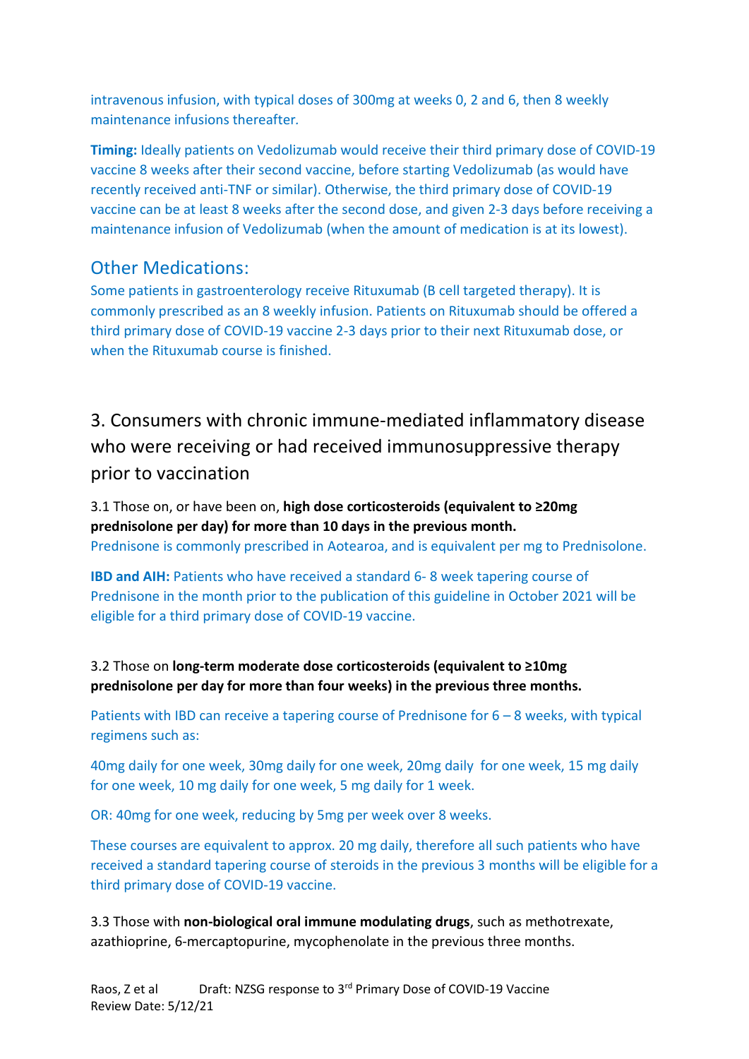intravenous infusion, with typical doses of 300mg at weeks 0, 2 and 6, then 8 weekly maintenance infusions thereafter.

**Timing:** Ideally patients on Vedolizumab would receive their third primary dose of COVID-19 vaccine 8 weeks after their second vaccine, before starting Vedolizumab (as would have recently received anti-TNF or similar). Otherwise, the third primary dose of COVID-19 vaccine can be at least 8 weeks after the second dose, and given 2-3 days before receiving a maintenance infusion of Vedolizumab (when the amount of medication is at its lowest).

## Other Medications:

Some patients in gastroenterology receive Rituxumab (B cell targeted therapy). It is commonly prescribed as an 8 weekly infusion. Patients on Rituxumab should be offered a third primary dose of COVID-19 vaccine 2-3 days prior to their next Rituxumab dose, or when the Rituxumab course is finished.

## 3. Consumers with chronic immune-mediated inflammatory disease who were receiving or had received immunosuppressive therapy prior to vaccination

3.1 Those on, or have been on, **high dose corticosteroids (equivalent to ≥20mg prednisolone per day) for more than 10 days in the previous month.**

Prednisone is commonly prescribed in Aotearoa, and is equivalent per mg to Prednisolone.

**IBD and AIH:** Patients who have received a standard 6- 8 week tapering course of Prednisone in the month prior to the publication of this guideline in October 2021 will be eligible for a third primary dose of COVID-19 vaccine.

3.2 Those on **long-term moderate dose corticosteroids (equivalent to ≥10mg prednisolone per day for more than four weeks) in the previous three months.**

Patients with IBD can receive a tapering course of Prednisone for 6 – 8 weeks, with typical regimens such as:

40mg daily for one week, 30mg daily for one week, 20mg daily for one week, 15 mg daily for one week, 10 mg daily for one week, 5 mg daily for 1 week.

OR: 40mg for one week, reducing by 5mg per week over 8 weeks.

These courses are equivalent to approx. 20 mg daily, therefore all such patients who have received a standard tapering course of steroids in the previous 3 months will be eligible for a third primary dose of COVID-19 vaccine.

3.3 Those with **non-biological oral immune modulating drugs**, such as methotrexate, azathioprine, 6-mercaptopurine, mycophenolate in the previous three months.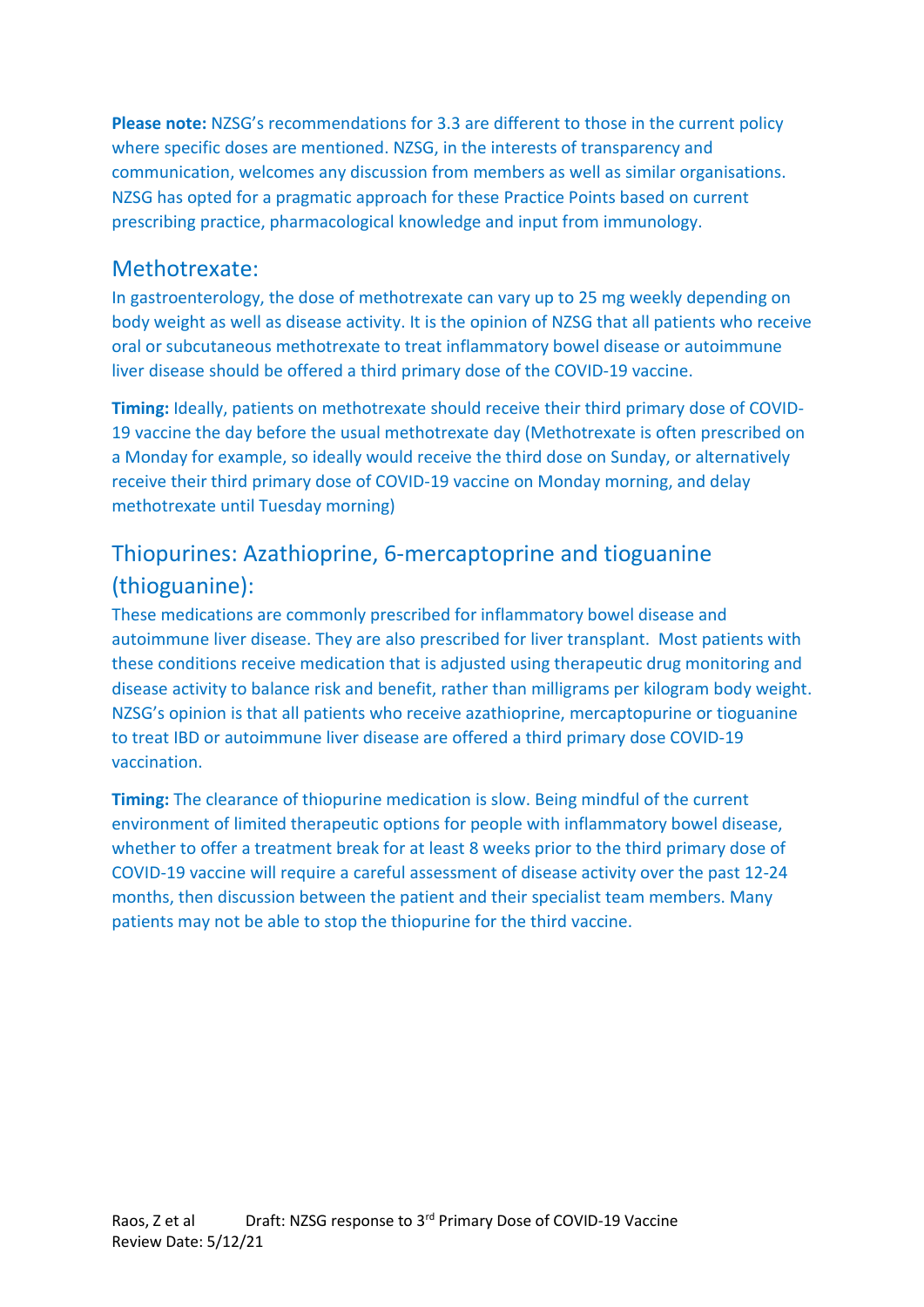**Please note:** NZSG's recommendations for 3.3 are different to those in the current policy where specific doses are mentioned. NZSG, in the interests of transparency and communication, welcomes any discussion from members as well as similar organisations. NZSG has opted for a pragmatic approach for these Practice Points based on current prescribing practice, pharmacological knowledge and input from immunology.

## Methotrexate:

In gastroenterology, the dose of methotrexate can vary up to 25 mg weekly depending on body weight as well as disease activity. It is the opinion of NZSG that all patients who receive oral or subcutaneous methotrexate to treat inflammatory bowel disease or autoimmune liver disease should be offered a third primary dose of the COVID-19 vaccine.

**Timing:** Ideally, patients on methotrexate should receive their third primary dose of COVID-19 vaccine the day before the usual methotrexate day (Methotrexate is often prescribed on a Monday for example, so ideally would receive the third dose on Sunday, or alternatively receive their third primary dose of COVID-19 vaccine on Monday morning, and delay methotrexate until Tuesday morning)

## Thiopurines: Azathioprine, 6-mercaptoprine and tioguanine (thioguanine):

These medications are commonly prescribed for inflammatory bowel disease and autoimmune liver disease. They are also prescribed for liver transplant. Most patients with these conditions receive medication that is adjusted using therapeutic drug monitoring and disease activity to balance risk and benefit, rather than milligrams per kilogram body weight. NZSG's opinion is that all patients who receive azathioprine, mercaptopurine or tioguanine to treat IBD or autoimmune liver disease are offered a third primary dose COVID-19 vaccination.

**Timing:** The clearance of thiopurine medication is slow. Being mindful of the current environment of limited therapeutic options for people with inflammatory bowel disease, whether to offer a treatment break for at least 8 weeks prior to the third primary dose of COVID-19 vaccine will require a careful assessment of disease activity over the past 12-24 months, then discussion between the patient and their specialist team members. Many patients may not be able to stop the thiopurine for the third vaccine.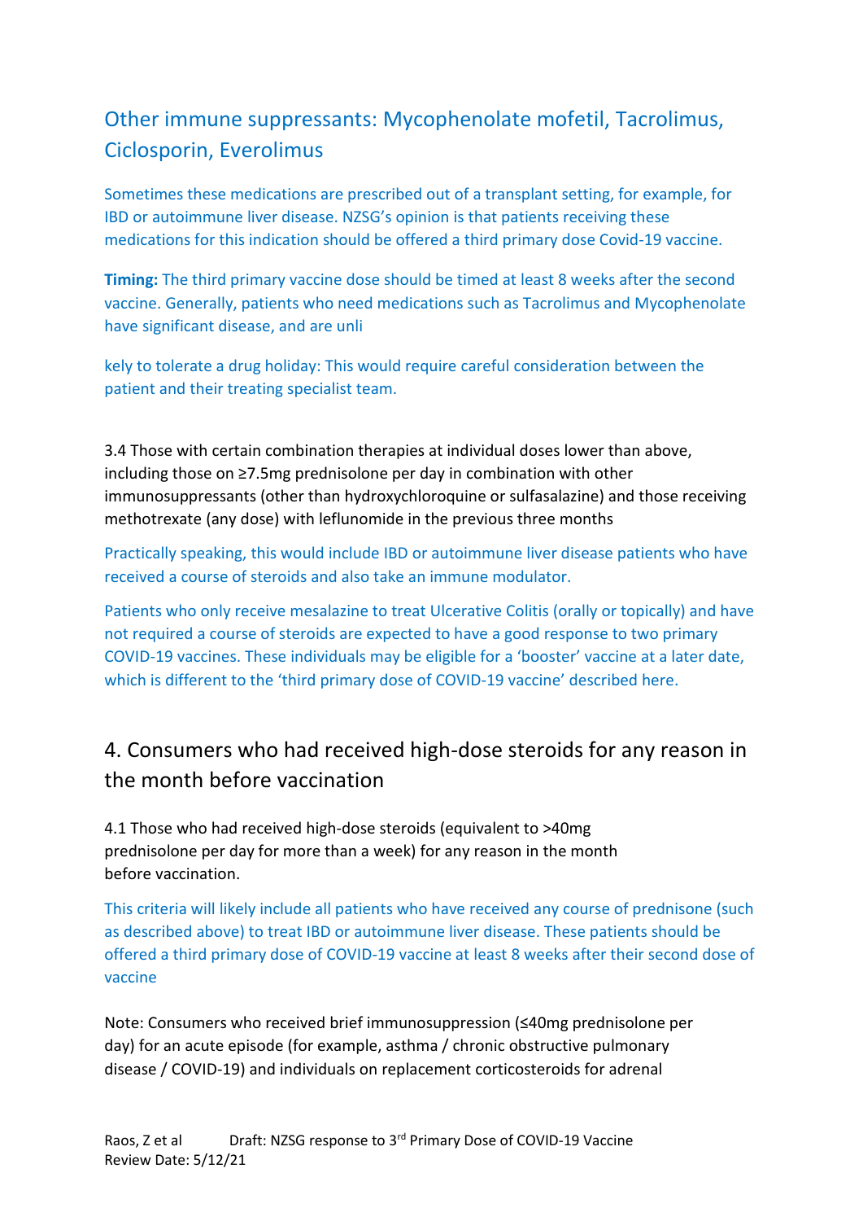## Other immune suppressants: Mycophenolate mofetil, Tacrolimus, Ciclosporin, Everolimus

Sometimes these medications are prescribed out of a transplant setting, for example, for IBD or autoimmune liver disease. NZSG's opinion is that patients receiving these medications for this indication should be offered a third primary dose Covid-19 vaccine.

**Timing:** The third primary vaccine dose should be timed at least 8 weeks after the second vaccine. Generally, patients who need medications such as Tacrolimus and Mycophenolate have significant disease, and are unli

kely to tolerate a drug holiday: This would require careful consideration between the patient and their treating specialist team.

3.4 Those with certain combination therapies at individual doses lower than above, including those on ≥7.5mg prednisolone per day in combination with other immunosuppressants (other than hydroxychloroquine or sulfasalazine) and those receiving methotrexate (any dose) with leflunomide in the previous three months

Practically speaking, this would include IBD or autoimmune liver disease patients who have received a course of steroids and also take an immune modulator.

Patients who only receive mesalazine to treat Ulcerative Colitis (orally or topically) and have not required a course of steroids are expected to have a good response to two primary COVID-19 vaccines. These individuals may be eligible for a 'booster' vaccine at a later date, which is different to the 'third primary dose of COVID-19 vaccine' described here.

## 4. Consumers who had received high-dose steroids for any reason in the month before vaccination

4.1 Those who had received high-dose steroids (equivalent to >40mg prednisolone per day for more than a week) for any reason in the month before vaccination.

This criteria will likely include all patients who have received any course of prednisone (such as described above) to treat IBD or autoimmune liver disease. These patients should be offered a third primary dose of COVID-19 vaccine at least 8 weeks after their second dose of vaccine

Note: Consumers who received brief immunosuppression (≤40mg prednisolone per day) for an acute episode (for example, asthma / chronic obstructive pulmonary disease / COVID-19) and individuals on replacement corticosteroids for adrenal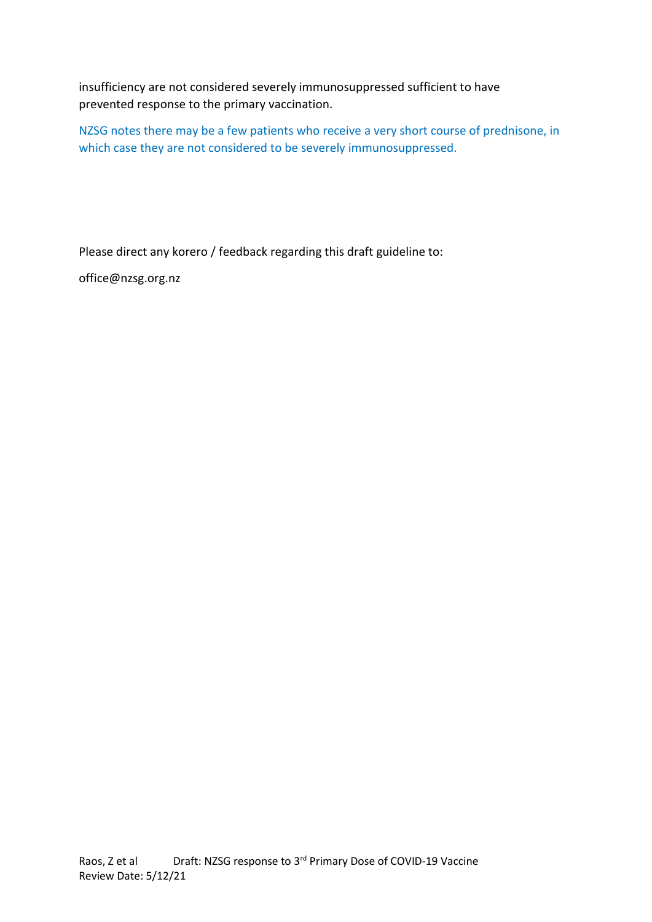insufficiency are not considered severely immunosuppressed sufficient to have prevented response to the primary vaccination.

NZSG notes there may be a few patients who receive a very short course of prednisone, in which case they are not considered to be severely immunosuppressed.

Please direct any korero / feedback regarding this draft guideline to:

office@nzsg.org.nz